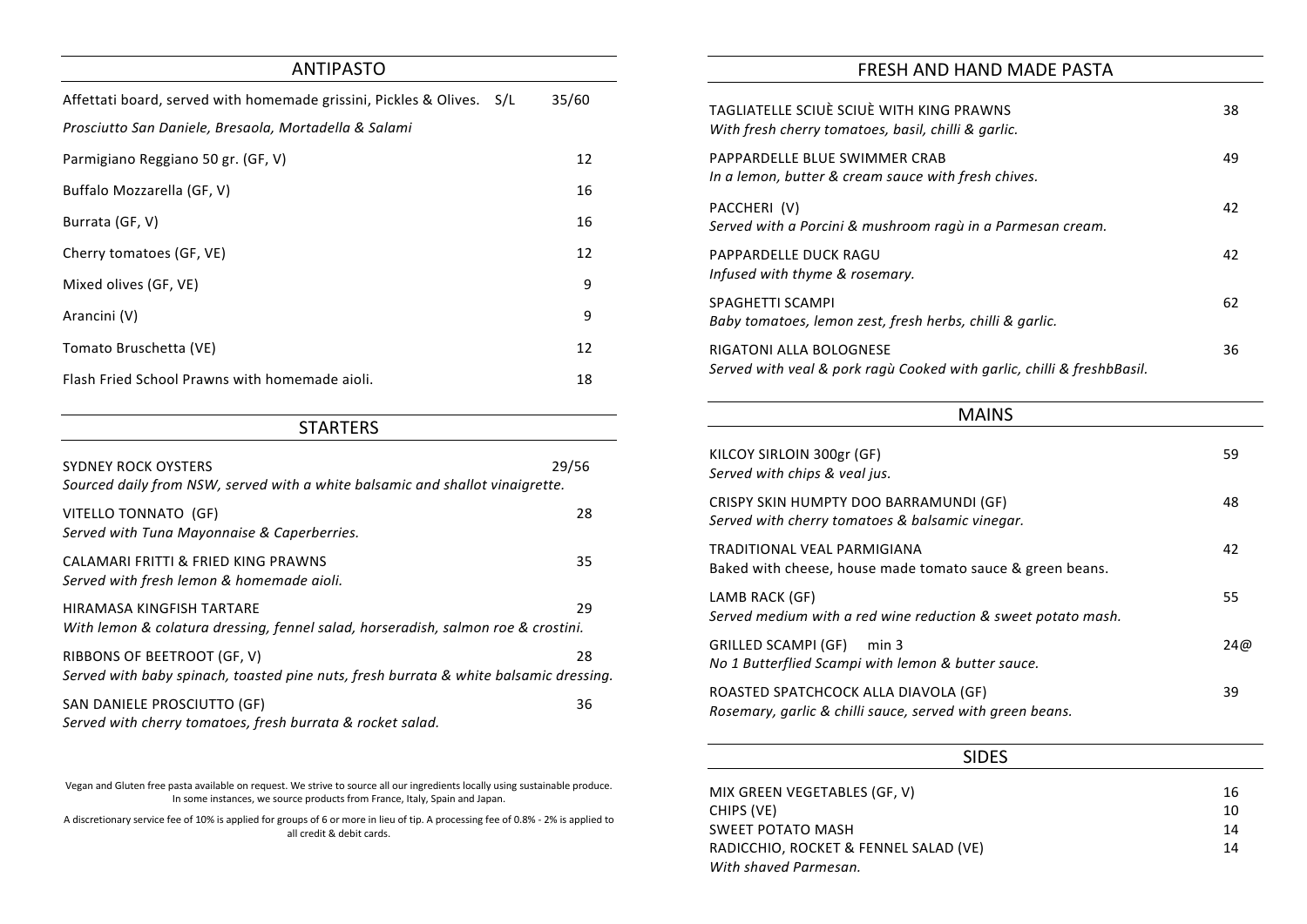## ANTIPASTO

| Item | Price |
| --- | --- |
| Affettati board, served with homemade grissini, Pickles & Olives. S/L<br>*Prosciutto San Daniele, Bresaola, Mortadella & Salami* | 35/60 |
| Parmigiano Reggiano 50 gr. (GF, V) | 12 |
| Buffalo Mozzarella (GF, V) | 16 |
| Burrata (GF, V) | 16 |
| Cherry tomatoes (GF, VE) | 12 |
| Mixed olives (GF, VE) | 9 |
| Arancini (V) | 9 |
| Tomato Bruschetta (VE) | 12 |
| Flash Fried School Prawns with homemade aioli. | 18 |

## STARTERS

| Item | Price |
| --- | --- |
| SYDNEY ROCK OYSTERS<br>*Sourced daily from NSW, served with a white balsamic and shallot vinaigrette.* | 29/56 |
| VITELLO TONNATO (GF)<br>*Served with Tuna Mayonnaise & Caperberries.* | 28 |
| CALAMARI FRITTI & FRIED KING PRAWNS<br>*Served with fresh lemon & homemade aioli.* | 35 |
| HIRAMASA KINGFISH TARTARE<br>*With lemon & colatura dressing, fennel salad, horseradish, salmon roe & crostini.* | 29 |
| RIBBONS OF BEETROOT (GF, V)<br>*Served with baby spinach, toasted pine nuts, fresh burrata & white balsamic dressing.* | 28 |
| SAN DANIELE PROSCIUTTO (GF)<br>*Served with cherry tomatoes, fresh burrata & rocket salad.* | 36 |

Vegan and Gluten free pasta available on request. We strive to source all our ingredients locally using sustainable produce. In some instances, we source products from France, Italy, Spain and Japan.

A discretionary service fee of 10% is applied for groups of 6 or more in lieu of tip. A processing fee of 0.8% - 2% is applied to all credit & debit cards.

## FRESH AND HAND MADE PASTA

| Item | Price |
| --- | --- |
| TAGLIATELLE SCIUÈ SCIUÈ WITH KING PRAWNS<br>*With fresh cherry tomatoes, basil, chilli & garlic.* | 38 |
| PAPPARDELLE BLUE SWIMMER CRAB<br>*In a lemon, butter & cream sauce with fresh chives.* | 49 |
| PACCHERI (V)<br>*Served with a Porcini & mushroom ragù in a Parmesan cream.* | 42 |
| PAPPARDELLE DUCK RAGU<br>*Infused with thyme & rosemary.* | 42 |
| SPAGHETTI SCAMPI<br>*Baby tomatoes, lemon zest, fresh herbs, chilli & garlic.* | 62 |
| RIGATONI ALLA BOLOGNESE<br>*Served with veal & pork ragù Cooked with garlic, chilli & freshbBasil.* | 36 |

## MAINS

| Item | Price |
| --- | --- |
| KILCOY SIRLOIN 300gr (GF)<br>*Served with chips & veal jus.* | 59 |
| CRISPY SKIN HUMPTY DOO BARRAMUNDI (GF)<br>*Served with cherry tomatoes & balsamic vinegar.* | 48 |
| TRADITIONAL VEAL PARMIGIANA<br>Baked with cheese, house made tomato sauce & green beans. | 42 |
| LAMB RACK (GF)<br>*Served medium with a red wine reduction & sweet potato mash.* | 55 |
| GRILLED SCAMPI (GF) min 3<br>*No 1 Butterflied Scampi with lemon & butter sauce.* | 24@ |
| ROASTED SPATCHCOCK ALLA DIAVOLA (GF)<br>*Rosemary, garlic & chilli sauce, served with green beans.* | 39 |

## SIDES

| Item | Price |
| --- | --- |
| MIX GREEN VEGETABLES (GF, V) | 16 |
| CHIPS (VE) | 10 |
| SWEET POTATO MASH | 14 |
| RADICCHIO, ROCKET & FENNEL SALAD (VE)<br>*With shaved Parmesan.* | 14 |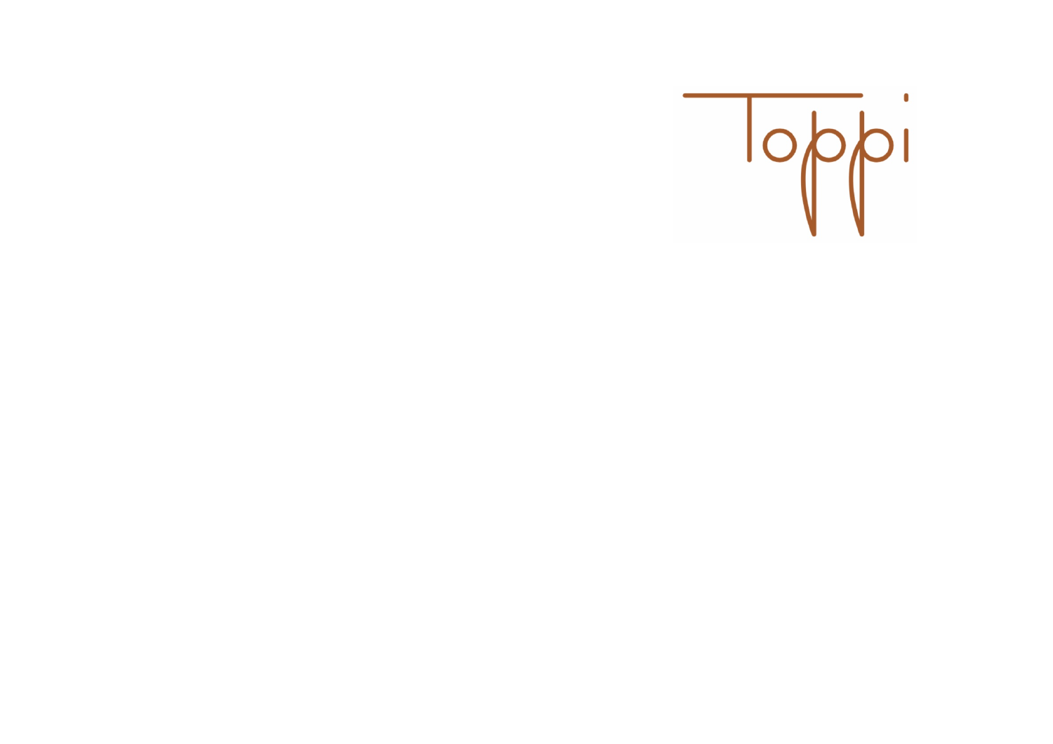Toppi